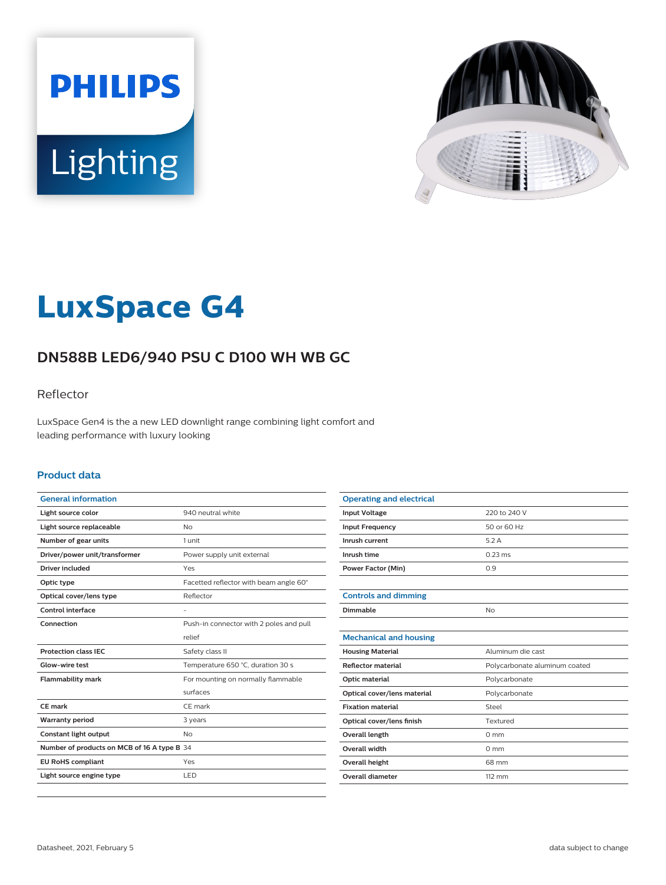PHILIPS

Lighting

# LuxSpace G4

## DN588B LED6/940 PSU C D100 WH WB GC

Reflector

LuxSpace Gen4 is the a new LED downlight range combining light comfort and leading performance with luxury looking

### Product data

| General information | |
|---|---|
| Light source color | 940 neutral white |
| Light source replaceable | No |
| Number of gear units | 1 unit |
| Driver/power unit/transformer | Power supply unit external |
| Driver included | Yes |
| Optic type | Facetted reflector with beam angle 60° |
| Optical cover/lens type | Reflector |
| Control interface | - |
| Connection | Push-in connector with 2 poles and pull relief |
| Protection class IEC | Safety class II |
| Glow-wire test | Temperature 650 °C, duration 30 s |
| Flammability mark | For mounting on normally flammable surfaces |
| CE mark | CE mark |
| Warranty period | 3 years |
| Constant light output | No |
| Number of products on MCB of 16 A type B | 34 |
| EU RoHS compliant | Yes |
| Light source engine type | LED |

| Operating and electrical | |
|---|---|
| Input Voltage | 220 to 240 V |
| Input Frequency | 50 or 60 Hz |
| Inrush current | 5.2 A |
| Inrush time | 0.23 ms |
| Power Factor (Min) | 0.9 |

| Controls and dimming | |
|---|---|
| Dimmable | No |

| Mechanical and housing | |
|---|---|
| Housing Material | Aluminum die cast |
| Reflector material | Polycarbonate aluminum coated |
| Optic material | Polycarbonate |
| Optical cover/lens material | Polycarbonate |
| Fixation material | Steel |
| Optical cover/lens finish | Textured |
| Overall length | 0 mm |
| Overall width | 0 mm |
| Overall height | 68 mm |
| Overall diameter | 112 mm |

Datasheet, 2021, February 5

data subject to change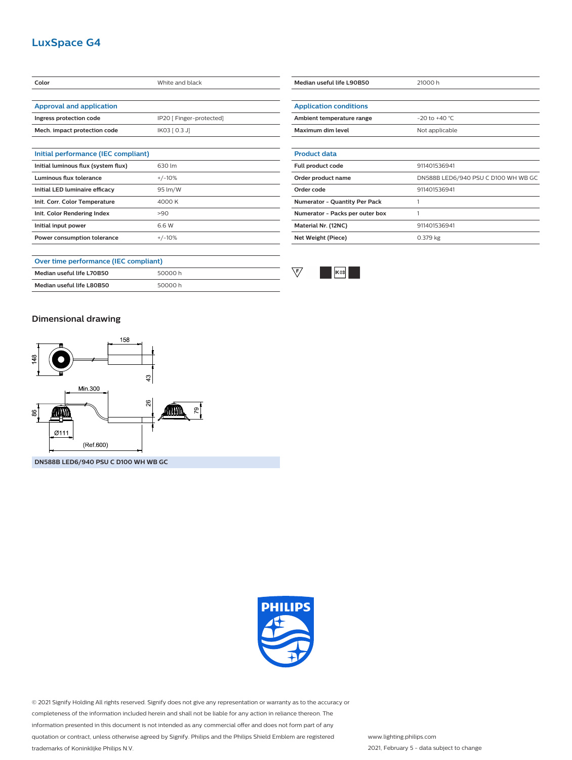## LuxSpace G4

| | |
|---|---|
| Color | White and black |

| Approval and application | |
|---|---|
| Ingress protection code | IP20 [ Finger-protected] |
| Mech. impact protection code | IK03 [ 0.3 J] |

| Initial performance (IEC compliant) | |
|---|---|
| Initial luminous flux (system flux) | 630 lm |
| Luminous flux tolerance | +/-10% |
| Initial LED luminaire efficacy | 95 lm/W |
| Init. Corr. Color Temperature | 4000 K |
| Init. Color Rendering Index | >90 |
| Initial input power | 6.6 W |
| Power consumption tolerance | +/-10% |

| Over time performance (IEC compliant) | |
|---|---|
| Median useful life L70B50 | 50000 h |
| Median useful life L80B50 | 50000 h |

| | |
|---|---|
| Median useful life L90B50 | 21000 h |

| Application conditions | |
|---|---|
| Ambient temperature range | -20 to +40 °C |
| Maximum dim level | Not applicable |

| Product data | |
|---|---|
| Full product code | 911401536941 |
| Order product name | DN588B LED6/940 PSU C D100 WH WB GC |
| Order code | 911401536941 |
| Numerator - Quantity Per Pack | 1 |
| Numerator - Packs per outer box | 1 |
| Material Nr. (12NC) | 911401536941 |
| Net Weight (Piece) | 0.379 kg |

F

IK03

### Dimensional drawing

148

158

43

Min.300

26

86

79

Ø111

(Ref.600)

DN588B LED6/940 PSU C D100 WH WB GC

© 2021 Signify Holding All rights reserved. Signify does not give any representation or warranty as to the accuracy or completeness of the information included herein and shall not be liable for any action in reliance thereon. The information presented in this document is not intended as any commercial offer and does not form part of any quotation or contract, unless otherwise agreed by Signify. Philips and the Philips Shield Emblem are registered trademarks of Koninklijke Philips N.V.

www.lighting.philips.com

2021, February 5 - data subject to change